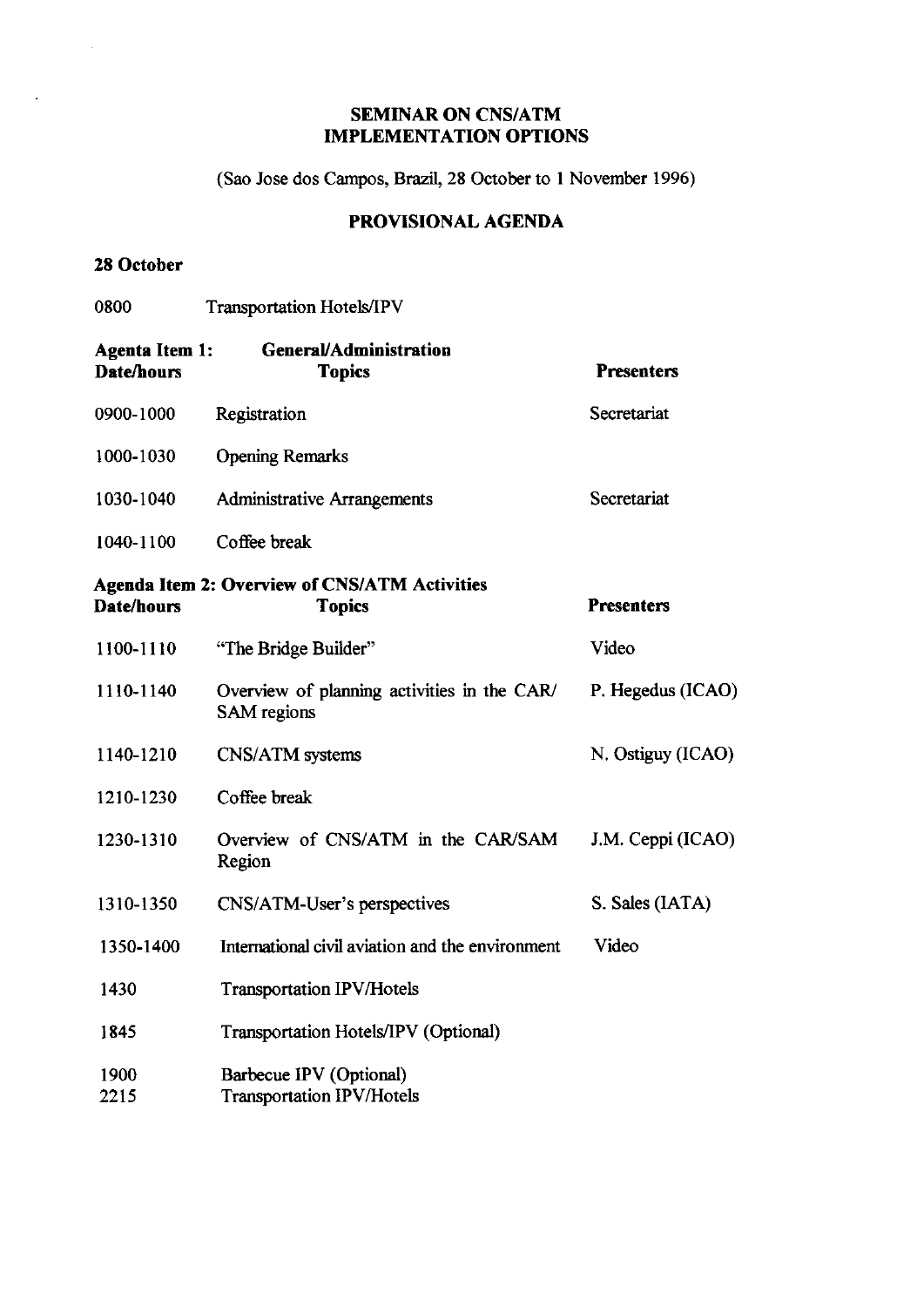# SEMINAR ON CNS/ATM IMPLEMENTATION OPTIONS

(Sao Jose dos Campos, Brazil, 28 October to 1 November 1996)

## PROVISIONAL AGENDA

**28 October**

0800 Transportation Hotels/IPV

**Agenta Item 1: General/Administration**

| Date/hours | Topics | Presenters |
|---|---|---|
| 0900-1000 | Registration | Secretariat |
| 1000-1030 | Opening Remarks | |
| 1030-1040 | Administrative Arrangements | Secretariat |
| 1040-1100 | Coffee break | |

**Agenda Item 2: Overview of CNS/ATM Activities**

| Date/hours | Topics | Presenters |
|---|---|---|
| 1100-1110 | "The Bridge Builder" | Video |
| 1110-1140 | Overview of planning activities in the CAR/ SAM regions | P. Hegedus (ICAO) |
| 1140-1210 | CNS/ATM systems | N. Ostiguy (ICAO) |
| 1210-1230 | Coffee break | |
| 1230-1310 | Overview of CNS/ATM in the CAR/SAM Region | J.M. Ceppi (ICAO) |
| 1310-1350 | CNS/ATM-User's perspectives | S. Sales (IATA) |
| 1350-1400 | International civil aviation and the environment | Video |

1430 Transportation IPV/Hotels

1845 Transportation Hotels/IPV (Optional)

1900 Barbecue IPV (Optional)
2215 Transportation IPV/Hotels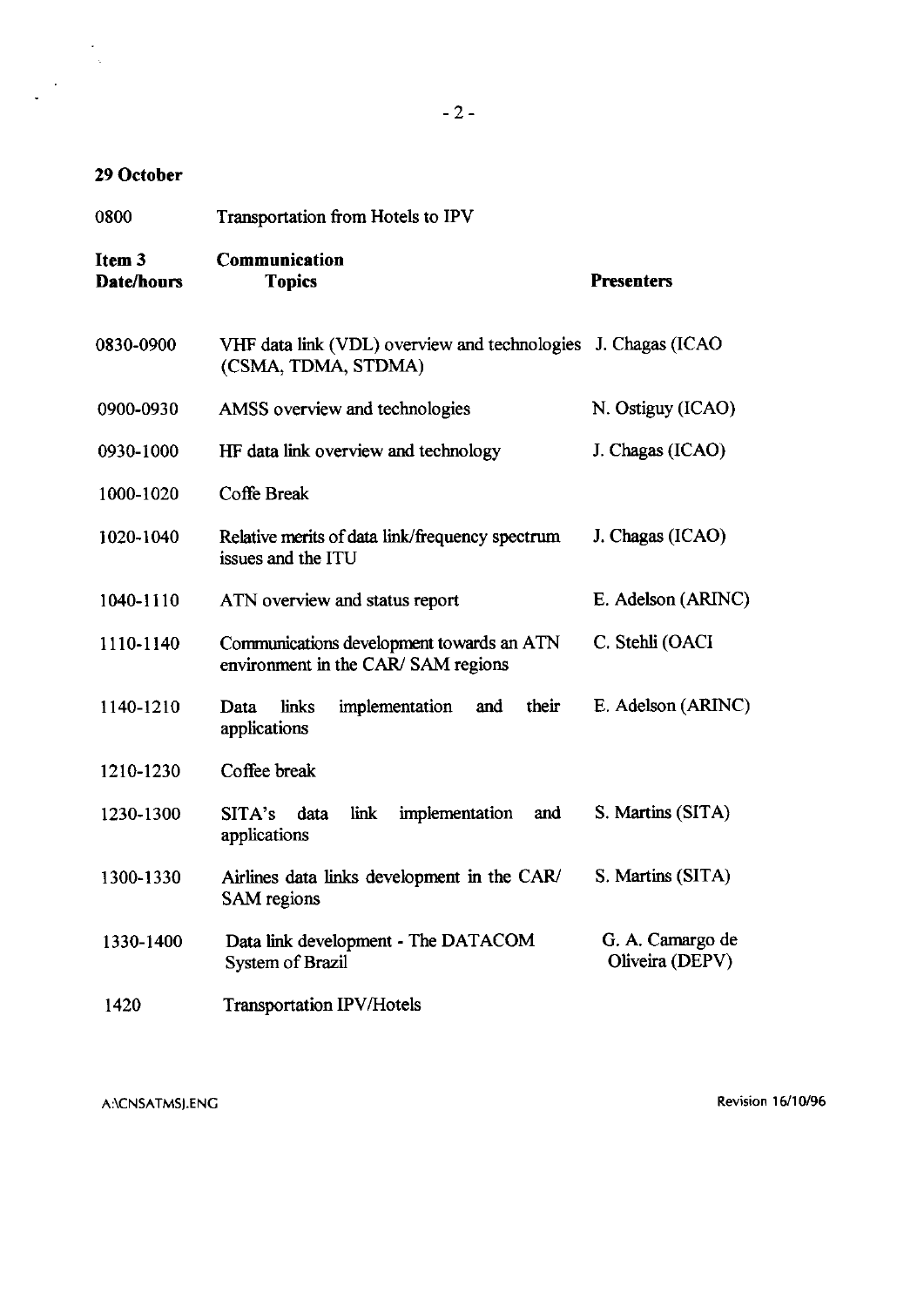**29 October**

0800 Transportation from Hotels to IPV

| Item 3<br>Date/hours | Communication<br>Topics | Presenters |
|---|---|---|
| 0830-0900 | VHF data link (VDL) overview and technologies (CSMA, TDMA, STDMA) | J. Chagas (ICAO |
| 0900-0930 | AMSS overview and technologies | N. Ostiguy (ICAO) |
| 0930-1000 | HF data link overview and technology | J. Chagas (ICAO) |
| 1000-1020 | Coffe Break | |
| 1020-1040 | Relative merits of data link/frequency spectrum issues and the ITU | J. Chagas (ICAO) |
| 1040-1110 | ATN overview and status report | E. Adelson (ARINC) |
| 1110-1140 | Communications development towards an ATN environment in the CAR/ SAM regions | C. Stehli (OACI |
| 1140-1210 | Data links implementation and their applications | E. Adelson (ARINC) |
| 1210-1230 | Coffee break | |
| 1230-1300 | SITA's data link implementation and applications | S. Martins (SITA) |
| 1300-1330 | Airlines data links development in the CAR/ SAM regions | S. Martins (SITA) |
| 1330-1400 | Data link development - The DATACOM System of Brazil | G. A. Camargo de Oliveira (DEPV) |
| 1420 | Transportation IPV/Hotels | |

A:\CNSATMSJ.ENG Revision 16/10/96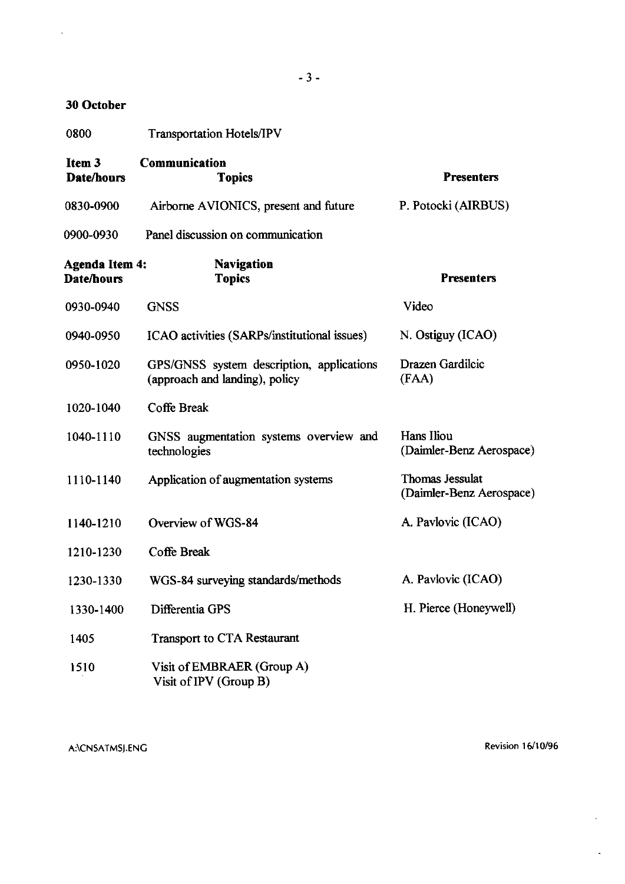**30 October**

0800 Transportation Hotels/IPV

| **Item 3 Date/hours** | **Communication Topics** | **Presenters** |
|---|---|---|
| 0830-0900 | Airborne AVIONICS, present and future | P. Potocki (AIRBUS) |
| 0900-0930 | Panel discussion on communication | |

| **Agenda Item 4: Date/hours** | **Navigation Topics** | **Presenters** |
|---|---|---|
| 0930-0940 | GNSS | Video |
| 0940-0950 | ICAO activities (SARPs/institutional issues) | N. Ostiguy (ICAO) |
| 0950-1020 | GPS/GNSS system description, applications (approach and landing), policy | Drazen Gardilcic (FAA) |
| 1020-1040 | Coffe Break | |
| 1040-1110 | GNSS augmentation systems overview and technologies | Hans Iliou (Daimler-Benz Aerospace) |
| 1110-1140 | Application of augmentation systems | Thomas Jessulat (Daimler-Benz Aerospace) |
| 1140-1210 | Overview of WGS-84 | A. Pavlovic (ICAO) |
| 1210-1230 | Coffe Break | |
| 1230-1330 | WGS-84 surveying standards/methods | A. Pavlovic (ICAO) |
| 1330-1400 | Differentia GPS | H. Pierce (Honeywell) |
| 1405 | Transport to CTA Restaurant | |
| 1510 | Visit of EMBRAER (Group A) Visit of IPV (Group B) | |

A:\CNSATMSJ.ENG Revision 16/10/96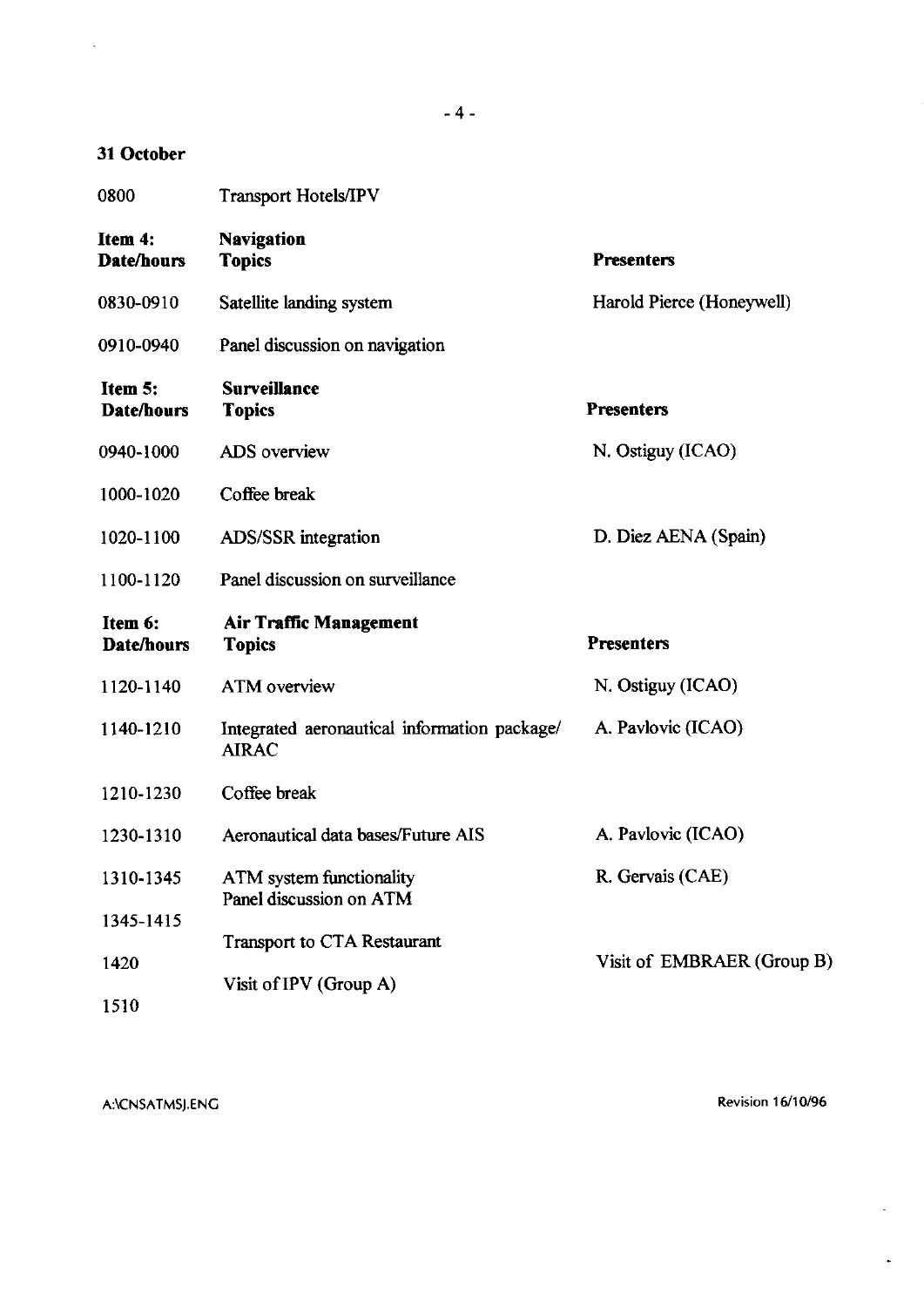**31 October**

| | | |
|---|---|---|
| 0800 | Transport Hotels/IPV | |
| **Item 4: Date/hours** | **Navigation Topics** | **Presenters** |
| 0830-0910 | Satellite landing system | Harold Pierce (Honeywell) |
| 0910-0940 | Panel discussion on navigation | |
| **Item 5: Date/hours** | **Surveillance Topics** | **Presenters** |
| 0940-1000 | ADS overview | N. Ostiguy (ICAO) |
| 1000-1020 | Coffee break | |
| 1020-1100 | ADS/SSR integration | D. Diez AENA (Spain) |
| 1100-1120 | Panel discussion on surveillance | |
| **Item 6: Date/hours** | **Air Traffic Management Topics** | **Presenters** |
| 1120-1140 | ATM overview | N. Ostiguy (ICAO) |
| 1140-1210 | Integrated aeronautical information package/ AIRAC | A. Pavlovic (ICAO) |
| 1210-1230 | Coffee break | |
| 1230-1310 | Aeronautical data bases/Future AIS | A. Pavlovic (ICAO) |
| 1310-1345 | ATM system functionality | R. Gervais (CAE) |
| 1345-1415 | Panel discussion on ATM | |
| 1420 | Transport to CTA Restaurant | |
| 1510 | Visit of IPV (Group A) | Visit of EMBRAER (Group B) |

A:\CNSATMSJ.ENG

Revision 16/10/96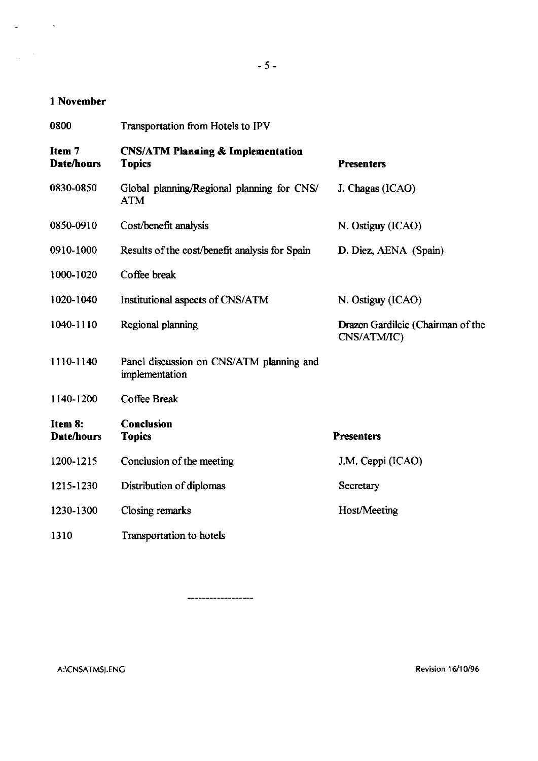**1 November**

| | | |
|---|---|---|
| 0800 | Transportation from Hotels to IPV | |
| **Item 7** **Date/hours** | **CNS/ATM Planning & Implementation** **Topics** | **Presenters** |
| 0830-0850 | Global planning/Regional planning for CNS/ATM | J. Chagas (ICAO) |
| 0850-0910 | Cost/benefit analysis | N. Ostiguy (ICAO) |
| 0910-1000 | Results of the cost/benefit analysis for Spain | D. Diez, AENA (Spain) |
| 1000-1020 | Coffee break | |
| 1020-1040 | Institutional aspects of CNS/ATM | N. Ostiguy (ICAO) |
| 1040-1110 | Regional planning | Drazen Gardilcic (Chairman of the CNS/ATM/IC) |
| 1110-1140 | Panel discussion on CNS/ATM planning and implementation | |
| 1140-1200 | Coffee Break | |
| **Item 8:** **Date/hours** | **Conclusion** **Topics** | **Presenters** |
| 1200-1215 | Conclusion of the meeting | J.M. Ceppi (ICAO) |
| 1215-1230 | Distribution of diplomas | Secretary |
| 1230-1300 | Closing remarks | Host/Meeting |
| 1310 | Transportation to hotels | |

------------------

A:\CNSATMSJ.ENG Revision 16/10/96